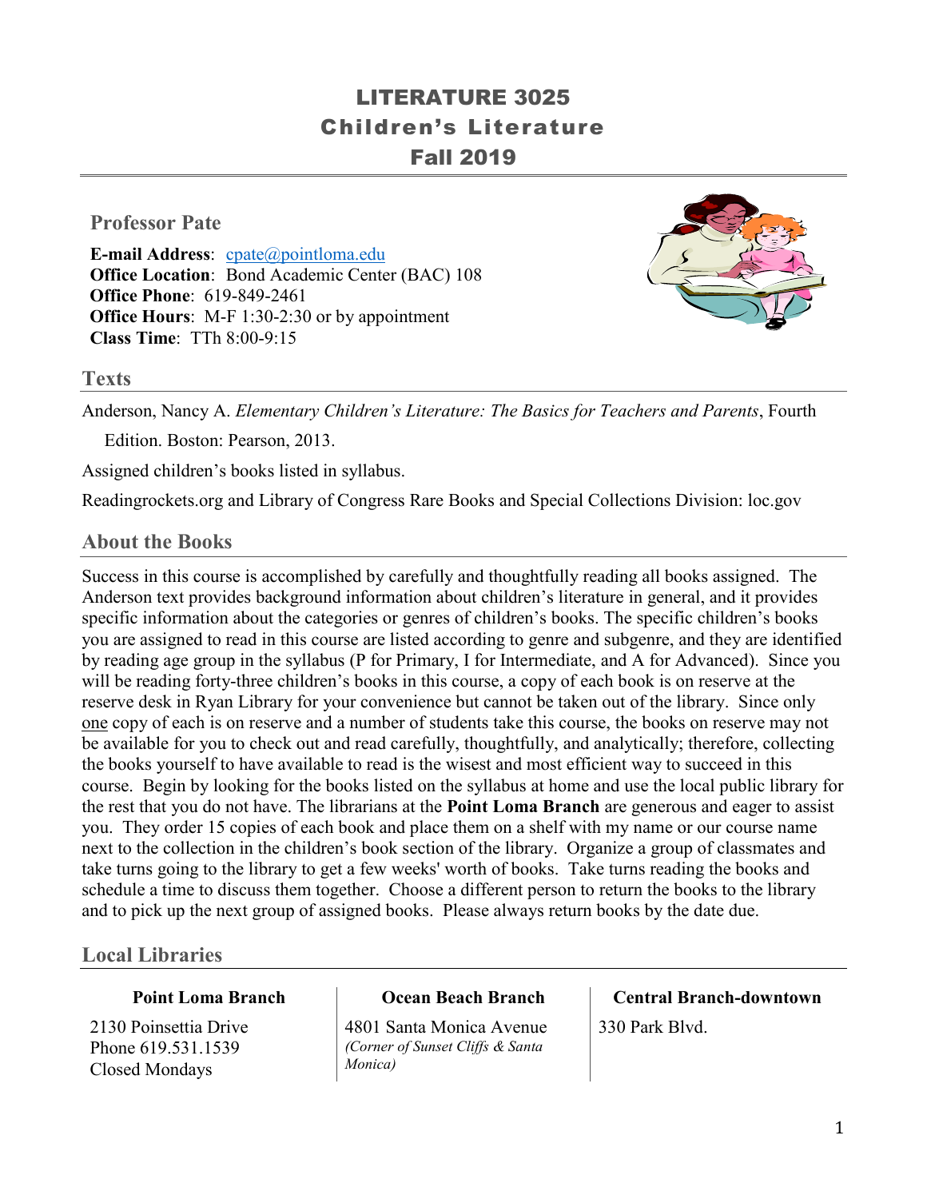# LITERATURE 3025
# Children's Literature
# Fall 2019

## Professor Pate

**E-mail Address**: cpate@pointloma.edu
**Office Location**: Bond Academic Center (BAC) 108
**Office Phone**: 619-849-2461
**Office Hours**: M-F 1:30-2:30 or by appointment
**Class Time**: TTh 8:00-9:15

## Texts

Anderson, Nancy A. *Elementary Children's Literature: The Basics for Teachers and Parents*, Fourth Edition. Boston: Pearson, 2013.

Assigned children's books listed in syllabus.

Readingrockets.org and Library of Congress Rare Books and Special Collections Division: loc.gov

## About the Books

Success in this course is accomplished by carefully and thoughtfully reading all books assigned. The Anderson text provides background information about children's literature in general, and it provides specific information about the categories or genres of children's books. The specific children's books you are assigned to read in this course are listed according to genre and subgenre, and they are identified by reading age group in the syllabus (P for Primary, I for Intermediate, and A for Advanced). Since you will be reading forty-three children's books in this course, a copy of each book is on reserve at the reserve desk in Ryan Library for your convenience but cannot be taken out of the library. Since only one copy of each is on reserve and a number of students take this course, the books on reserve may not be available for you to check out and read carefully, thoughtfully, and analytically; therefore, collecting the books yourself to have available to read is the wisest and most efficient way to succeed in this course. Begin by looking for the books listed on the syllabus at home and use the local public library for the rest that you do not have. The librarians at the **Point Loma Branch** are generous and eager to assist you. They order 15 copies of each book and place them on a shelf with my name or our course name next to the collection in the children's book section of the library. Organize a group of classmates and take turns going to the library to get a few weeks' worth of books. Take turns reading the books and schedule a time to discuss them together. Choose a different person to return the books to the library and to pick up the next group of assigned books. Please always return books by the date due.

## Local Libraries

| Point Loma Branch | Ocean Beach Branch | Central Branch-downtown |
|---|---|---|
| 2130 Poinsettia Drive<br>Phone 619.531.1539<br>Closed Mondays | 4801 Santa Monica Avenue<br>*(Corner of Sunset Cliffs & Santa Monica)* | 330 Park Blvd. |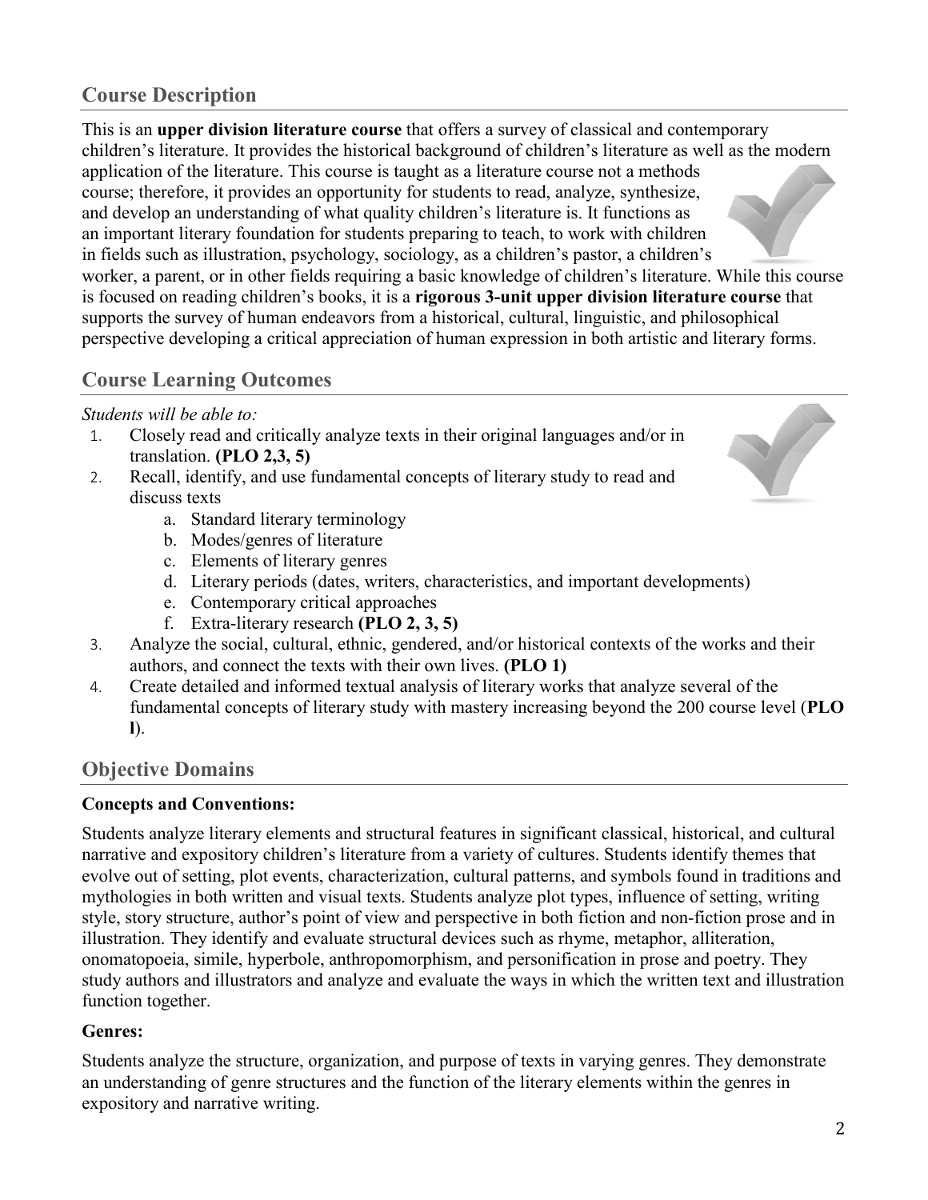## Course Description

This is an **upper division literature course** that offers a survey of classical and contemporary children's literature. It provides the historical background of children's literature as well as the modern application of the literature. This course is taught as a literature course not a methods course; therefore, it provides an opportunity for students to read, analyze, synthesize, and develop an understanding of what quality children's literature is. It functions as an important literary foundation for students preparing to teach, to work with children in fields such as illustration, psychology, sociology, as a children's pastor, a children's worker, a parent, or in other fields requiring a basic knowledge of children's literature. While this course is focused on reading children's books, it is a **rigorous 3-unit upper division literature course** that supports the survey of human endeavors from a historical, cultural, linguistic, and philosophical perspective developing a critical appreciation of human expression in both artistic and literary forms.

## Course Learning Outcomes

*Students will be able to:*

1. Closely read and critically analyze texts in their original languages and/or in translation. **(PLO 2,3, 5)**
2. Recall, identify, and use fundamental concepts of literary study to read and discuss texts
    a. Standard literary terminology
    b. Modes/genres of literature
    c. Elements of literary genres
    d. Literary periods (dates, writers, characteristics, and important developments)
    e. Contemporary critical approaches
    f. Extra-literary research **(PLO 2, 3, 5)**
3. Analyze the social, cultural, ethnic, gendered, and/or historical contexts of the works and their authors, and connect the texts with their own lives. **(PLO 1)**
4. Create detailed and informed textual analysis of literary works that analyze several of the fundamental concepts of literary study with mastery increasing beyond the 200 course level (**PLO l**).

## Objective Domains

**Concepts and Conventions:**

Students analyze literary elements and structural features in significant classical, historical, and cultural narrative and expository children's literature from a variety of cultures. Students identify themes that evolve out of setting, plot events, characterization, cultural patterns, and symbols found in traditions and mythologies in both written and visual texts. Students analyze plot types, influence of setting, writing style, story structure, author's point of view and perspective in both fiction and non-fiction prose and in illustration. They identify and evaluate structural devices such as rhyme, metaphor, alliteration, onomatopoeia, simile, hyperbole, anthropomorphism, and personification in prose and poetry. They study authors and illustrators and analyze and evaluate the ways in which the written text and illustration function together.

**Genres:**

Students analyze the structure, organization, and purpose of texts in varying genres. They demonstrate an understanding of genre structures and the function of the literary elements within the genres in expository and narrative writing.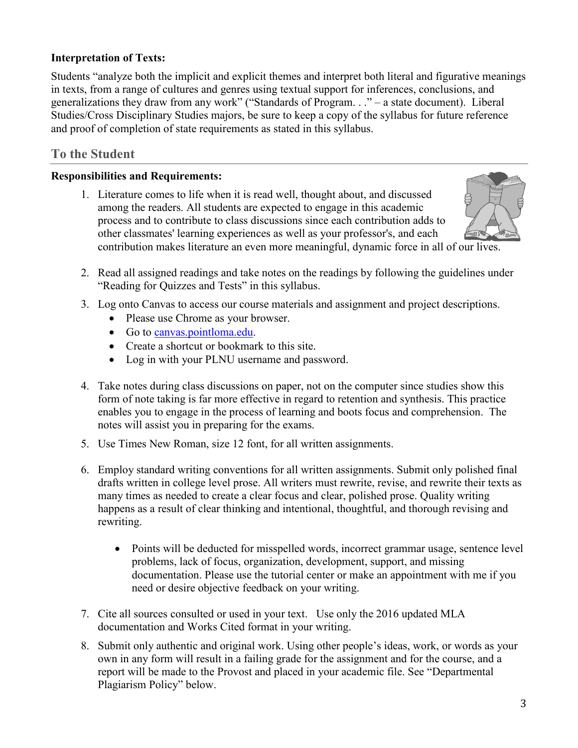**Interpretation of Texts:**

Students "analyze both the implicit and explicit themes and interpret both literal and figurative meanings in texts, from a range of cultures and genres using textual support for inferences, conclusions, and generalizations they draw from any work" ("Standards of Program. . ." – a state document). Liberal Studies/Cross Disciplinary Studies majors, be sure to keep a copy of the syllabus for future reference and proof of completion of state requirements as stated in this syllabus.

## To the Student

**Responsibilities and Requirements:**

1. Literature comes to life when it is read well, thought about, and discussed among the readers. All students are expected to engage in this academic process and to contribute to class discussions since each contribution adds to other classmates' learning experiences as well as your professor's, and each contribution makes literature an even more meaningful, dynamic force in all of our lives.

2. Read all assigned readings and take notes on the readings by following the guidelines under "Reading for Quizzes and Tests" in this syllabus.

3. Log onto Canvas to access our course materials and assignment and project descriptions.
   - Please use Chrome as your browser.
   - Go to canvas.pointloma.edu.
   - Create a shortcut or bookmark to this site.
   - Log in with your PLNU username and password.

4. Take notes during class discussions on paper, not on the computer since studies show this form of note taking is far more effective in regard to retention and synthesis. This practice enables you to engage in the process of learning and boots focus and comprehension. The notes will assist you in preparing for the exams.

5. Use Times New Roman, size 12 font, for all written assignments.

6. Employ standard writing conventions for all written assignments. Submit only polished final drafts written in college level prose. All writers must rewrite, revise, and rewrite their texts as many times as needed to create a clear focus and clear, polished prose. Quality writing happens as a result of clear thinking and intentional, thoughtful, and thorough revising and rewriting.

   - Points will be deducted for misspelled words, incorrect grammar usage, sentence level problems, lack of focus, organization, development, support, and missing documentation. Please use the tutorial center or make an appointment with me if you need or desire objective feedback on your writing.

7. Cite all sources consulted or used in your text. Use only the 2016 updated MLA documentation and Works Cited format in your writing.

8. Submit only authentic and original work. Using other people's ideas, work, or words as your own in any form will result in a failing grade for the assignment and for the course, and a report will be made to the Provost and placed in your academic file. See "Departmental Plagiarism Policy" below.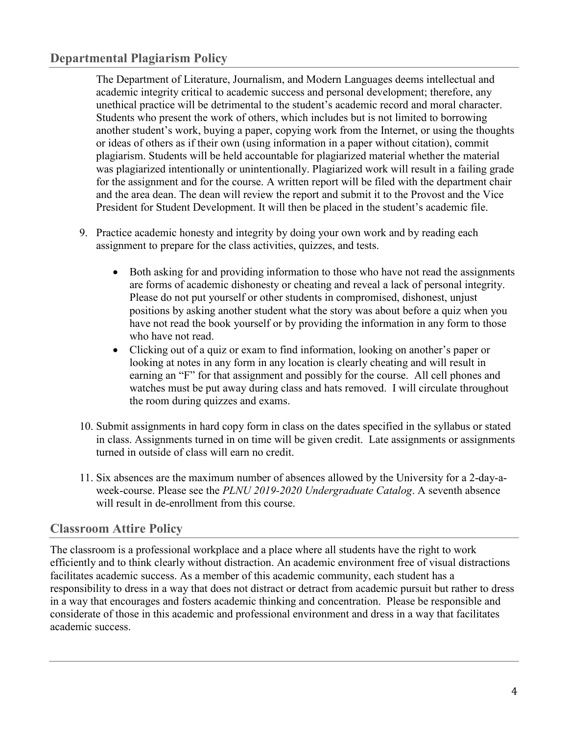## Departmental Plagiarism Policy

The Department of Literature, Journalism, and Modern Languages deems intellectual and academic integrity critical to academic success and personal development; therefore, any unethical practice will be detrimental to the student's academic record and moral character. Students who present the work of others, which includes but is not limited to borrowing another student's work, buying a paper, copying work from the Internet, or using the thoughts or ideas of others as if their own (using information in a paper without citation), commit plagiarism. Students will be held accountable for plagiarized material whether the material was plagiarized intentionally or unintentionally. Plagiarized work will result in a failing grade for the assignment and for the course. A written report will be filed with the department chair and the area dean. The dean will review the report and submit it to the Provost and the Vice President for Student Development. It will then be placed in the student's academic file.

9. Practice academic honesty and integrity by doing your own work and by reading each assignment to prepare for the class activities, quizzes, and tests.
   - Both asking for and providing information to those who have not read the assignments are forms of academic dishonesty or cheating and reveal a lack of personal integrity. Please do not put yourself or other students in compromised, dishonest, unjust positions by asking another student what the story was about before a quiz when you have not read the book yourself or by providing the information in any form to those who have not read.
   - Clicking out of a quiz or exam to find information, looking on another's paper or looking at notes in any form in any location is clearly cheating and will result in earning an "F" for that assignment and possibly for the course. All cell phones and watches must be put away during class and hats removed. I will circulate throughout the room during quizzes and exams.
10. Submit assignments in hard copy form in class on the dates specified in the syllabus or stated in class. Assignments turned in on time will be given credit. Late assignments or assignments turned in outside of class will earn no credit.
11. Six absences are the maximum number of absences allowed by the University for a 2-day-a-week-course. Please see the *PLNU 2019-2020 Undergraduate Catalog*. A seventh absence will result in de-enrollment from this course.

## Classroom Attire Policy

The classroom is a professional workplace and a place where all students have the right to work efficiently and to think clearly without distraction. An academic environment free of visual distractions facilitates academic success. As a member of this academic community, each student has a responsibility to dress in a way that does not distract or detract from academic pursuit but rather to dress in a way that encourages and fosters academic thinking and concentration. Please be responsible and considerate of those in this academic and professional environment and dress in a way that facilitates academic success.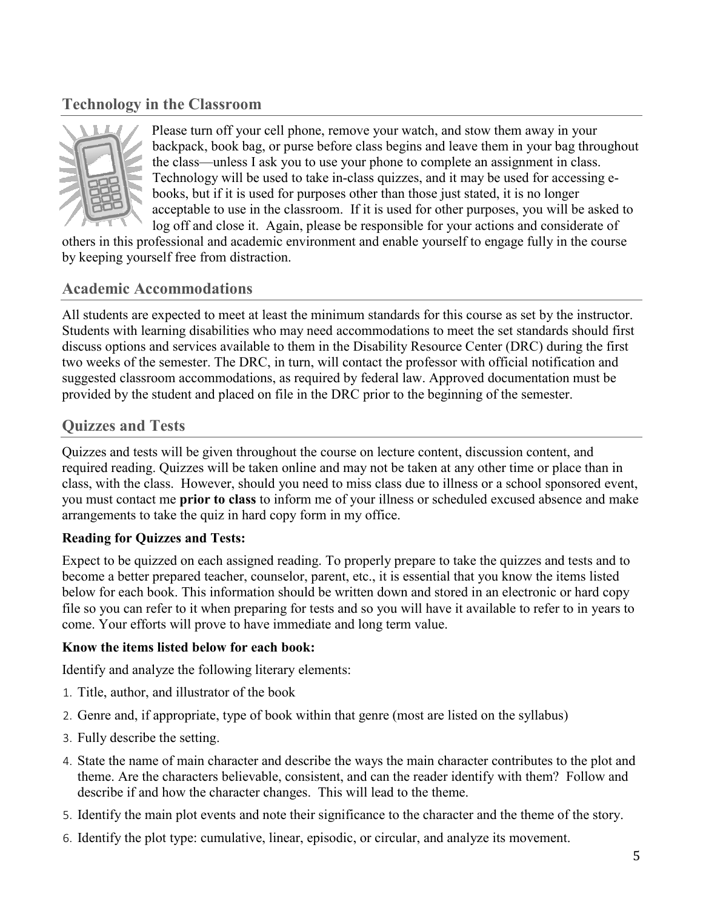## Technology in the Classroom

Please turn off your cell phone, remove your watch, and stow them away in your backpack, book bag, or purse before class begins and leave them in your bag throughout the class—unless I ask you to use your phone to complete an assignment in class. Technology will be used to take in-class quizzes, and it may be used for accessing e-books, but if it is used for purposes other than those just stated, it is no longer acceptable to use in the classroom. If it is used for other purposes, you will be asked to log off and close it. Again, please be responsible for your actions and considerate of others in this professional and academic environment and enable yourself to engage fully in the course by keeping yourself free from distraction.

## Academic Accommodations

All students are expected to meet at least the minimum standards for this course as set by the instructor. Students with learning disabilities who may need accommodations to meet the set standards should first discuss options and services available to them in the Disability Resource Center (DRC) during the first two weeks of the semester. The DRC, in turn, will contact the professor with official notification and suggested classroom accommodations, as required by federal law. Approved documentation must be provided by the student and placed on file in the DRC prior to the beginning of the semester.

## Quizzes and Tests

Quizzes and tests will be given throughout the course on lecture content, discussion content, and required reading. Quizzes will be taken online and may not be taken at any other time or place than in class, with the class. However, should you need to miss class due to illness or a school sponsored event, you must contact me **prior to class** to inform me of your illness or scheduled excused absence and make arrangements to take the quiz in hard copy form in my office.

**Reading for Quizzes and Tests:**

Expect to be quizzed on each assigned reading. To properly prepare to take the quizzes and tests and to become a better prepared teacher, counselor, parent, etc., it is essential that you know the items listed below for each book. This information should be written down and stored in an electronic or hard copy file so you can refer to it when preparing for tests and so you will have it available to refer to in years to come. Your efforts will prove to have immediate and long term value.

**Know the items listed below for each book:**

Identify and analyze the following literary elements:

1. Title, author, and illustrator of the book
2. Genre and, if appropriate, type of book within that genre (most are listed on the syllabus)
3. Fully describe the setting.
4. State the name of main character and describe the ways the main character contributes to the plot and theme. Are the characters believable, consistent, and can the reader identify with them? Follow and describe if and how the character changes. This will lead to the theme.
5. Identify the main plot events and note their significance to the character and the theme of the story.
6. Identify the plot type: cumulative, linear, episodic, or circular, and analyze its movement.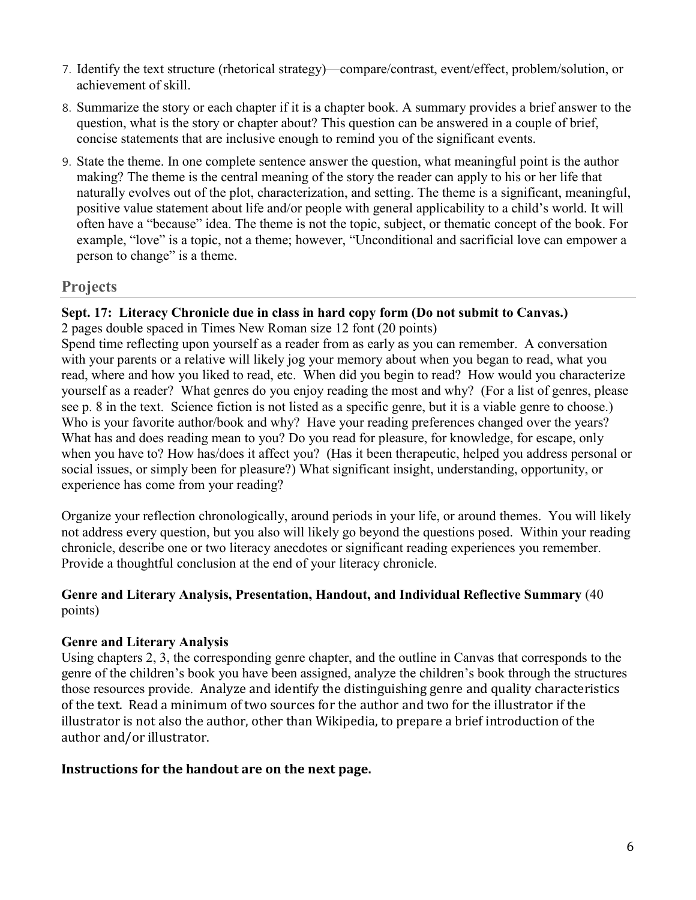7. Identify the text structure (rhetorical strategy)—compare/contrast, event/effect, problem/solution, or achievement of skill.
8. Summarize the story or each chapter if it is a chapter book. A summary provides a brief answer to the question, what is the story or chapter about? This question can be answered in a couple of brief, concise statements that are inclusive enough to remind you of the significant events.
9. State the theme. In one complete sentence answer the question, what meaningful point is the author making? The theme is the central meaning of the story the reader can apply to his or her life that naturally evolves out of the plot, characterization, and setting. The theme is a significant, meaningful, positive value statement about life and/or people with general applicability to a child's world. It will often have a "because" idea. The theme is not the topic, subject, or thematic concept of the book. For example, "love" is a topic, not a theme; however, "Unconditional and sacrificial love can empower a person to change" is a theme.

## Projects

**Sept. 17: Literacy Chronicle due in class in hard copy form (Do not submit to Canvas.)**
2 pages double spaced in Times New Roman size 12 font (20 points)
Spend time reflecting upon yourself as a reader from as early as you can remember. A conversation with your parents or a relative will likely jog your memory about when you began to read, what you read, where and how you liked to read, etc. When did you begin to read? How would you characterize yourself as a reader? What genres do you enjoy reading the most and why? (For a list of genres, please see p. 8 in the text. Science fiction is not listed as a specific genre, but it is a viable genre to choose.) Who is your favorite author/book and why? Have your reading preferences changed over the years? What has and does reading mean to you? Do you read for pleasure, for knowledge, for escape, only when you have to? How has/does it affect you? (Has it been therapeutic, helped you address personal or social issues, or simply been for pleasure?) What significant insight, understanding, opportunity, or experience has come from your reading?

Organize your reflection chronologically, around periods in your life, or around themes. You will likely not address every question, but you also will likely go beyond the questions posed. Within your reading chronicle, describe one or two literacy anecdotes or significant reading experiences you remember. Provide a thoughtful conclusion at the end of your literacy chronicle.

**Genre and Literary Analysis, Presentation, Handout, and Individual Reflective Summary** (40 points)

**Genre and Literary Analysis**
Using chapters 2, 3, the corresponding genre chapter, and the outline in Canvas that corresponds to the genre of the children's book you have been assigned, analyze the children's book through the structures those resources provide. Analyze and identify the distinguishing genre and quality characteristics of the text. Read a minimum of two sources for the author and two for the illustrator if the illustrator is not also the author, other than Wikipedia, to prepare a brief introduction of the author and/or illustrator.

**Instructions for the handout are on the next page.**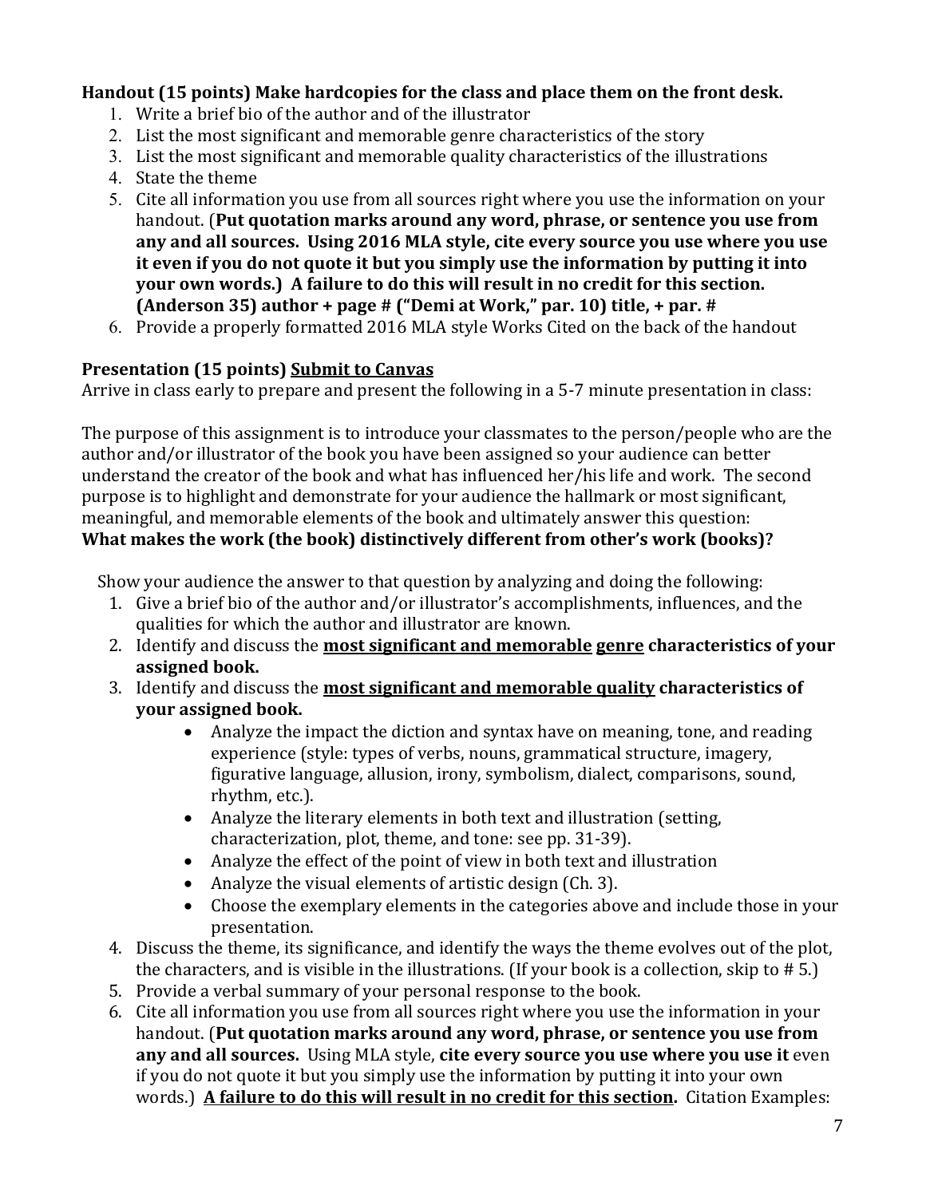**Handout (15 points) Make hardcopies for the class and place them on the front desk.**

1. Write a brief bio of the author and of the illustrator
2. List the most significant and memorable genre characteristics of the story
3. List the most significant and memorable quality characteristics of the illustrations
4. State the theme
5. Cite all information you use from all sources right where you use the information on your handout. (**Put quotation marks around any word, phrase, or sentence you use from any and all sources. Using 2016 MLA style, cite every source you use where you use it even if you do not quote it but you simply use the information by putting it into your own words.) A failure to do this will result in no credit for this section. (Anderson 35) author + page # ("Demi at Work," par. 10) title, + par. #**
6. Provide a properly formatted 2016 MLA style Works Cited on the back of the handout

**Presentation (15 points)** **<u>Submit to Canvas</u>**

Arrive in class early to prepare and present the following in a 5-7 minute presentation in class:

The purpose of this assignment is to introduce your classmates to the person/people who are the author and/or illustrator of the book you have been assigned so your audience can better understand the creator of the book and what has influenced her/his life and work. The second purpose is to highlight and demonstrate for your audience the hallmark or most significant, meaningful, and memorable elements of the book and ultimately answer this question:
**What makes the work (the book) distinctively different from other's work (books)?**

Show your audience the answer to that question by analyzing and doing the following:

1. Give a brief bio of the author and/or illustrator's accomplishments, influences, and the qualities for which the author and illustrator are known.
2. Identify and discuss the **<u>most significant and memorable</u> <u>genre</u> characteristics of your assigned book.**
3. Identify and discuss the **<u>most significant and memorable quality</u> characteristics of your assigned book.**
   - Analyze the impact the diction and syntax have on meaning, tone, and reading experience (style: types of verbs, nouns, grammatical structure, imagery, figurative language, allusion, irony, symbolism, dialect, comparisons, sound, rhythm, etc.).
   - Analyze the literary elements in both text and illustration (setting, characterization, plot, theme, and tone: see pp. 31-39).
   - Analyze the effect of the point of view in both text and illustration
   - Analyze the visual elements of artistic design (Ch. 3).
   - Choose the exemplary elements in the categories above and include those in your presentation.
4. Discuss the theme, its significance, and identify the ways the theme evolves out of the plot, the characters, and is visible in the illustrations. (If your book is a collection, skip to # 5.)
5. Provide a verbal summary of your personal response to the book.
6. Cite all information you use from all sources right where you use the information in your handout. (**Put quotation marks around any word, phrase, or sentence you use from any and all sources.** Using MLA style, **cite every source you use where you use it** even if you do not quote it but you simply use the information by putting it into your own words.) **<u>A failure to do this will result in no credit for this section</u>.** Citation Examples: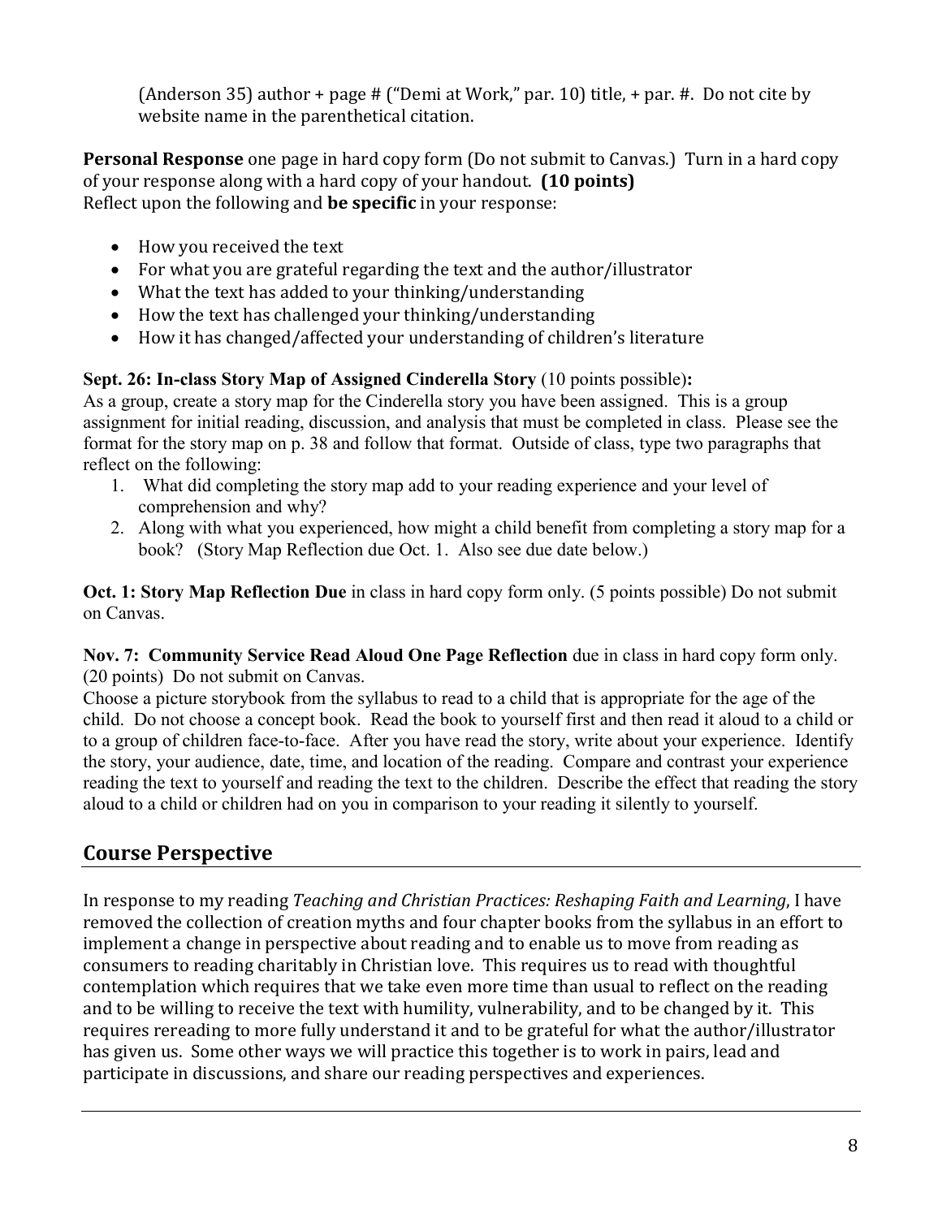(Anderson 35) author + page # ("Demi at Work," par. 10) title, + par. #. Do not cite by website name in the parenthetical citation.

**Personal Response** one page in hard copy form (Do not submit to Canvas.) Turn in a hard copy of your response along with a hard copy of your handout. **(10 points)**
Reflect upon the following and **be specific** in your response:

- How you received the text
- For what you are grateful regarding the text and the author/illustrator
- What the text has added to your thinking/understanding
- How the text has challenged your thinking/understanding
- How it has changed/affected your understanding of children's literature

**Sept. 26: In-class Story Map of Assigned Cinderella Story** (10 points possible)**:**
As a group, create a story map for the Cinderella story you have been assigned. This is a group assignment for initial reading, discussion, and analysis that must be completed in class. Please see the format for the story map on p. 38 and follow that format. Outside of class, type two paragraphs that reflect on the following:

1. What did completing the story map add to your reading experience and your level of comprehension and why?
2. Along with what you experienced, how might a child benefit from completing a story map for a book? (Story Map Reflection due Oct. 1. Also see due date below.)

**Oct. 1: Story Map Reflection Due** in class in hard copy form only. (5 points possible) Do not submit on Canvas.

**Nov. 7: Community Service Read Aloud One Page Reflection** due in class in hard copy form only. (20 points) Do not submit on Canvas.
Choose a picture storybook from the syllabus to read to a child that is appropriate for the age of the child. Do not choose a concept book. Read the book to yourself first and then read it aloud to a child or to a group of children face-to-face. After you have read the story, write about your experience. Identify the story, your audience, date, time, and location of the reading. Compare and contrast your experience reading the text to yourself and reading the text to the children. Describe the effect that reading the story aloud to a child or children had on you in comparison to your reading it silently to yourself.

## Course Perspective

In response to my reading *Teaching and Christian Practices: Reshaping Faith and Learning*, I have removed the collection of creation myths and four chapter books from the syllabus in an effort to implement a change in perspective about reading and to enable us to move from reading as consumers to reading charitably in Christian love. This requires us to read with thoughtful contemplation which requires that we take even more time than usual to reflect on the reading and to be willing to receive the text with humility, vulnerability, and to be changed by it. This requires rereading to more fully understand it and to be grateful for what the author/illustrator has given us. Some other ways we will practice this together is to work in pairs, lead and participate in discussions, and share our reading perspectives and experiences.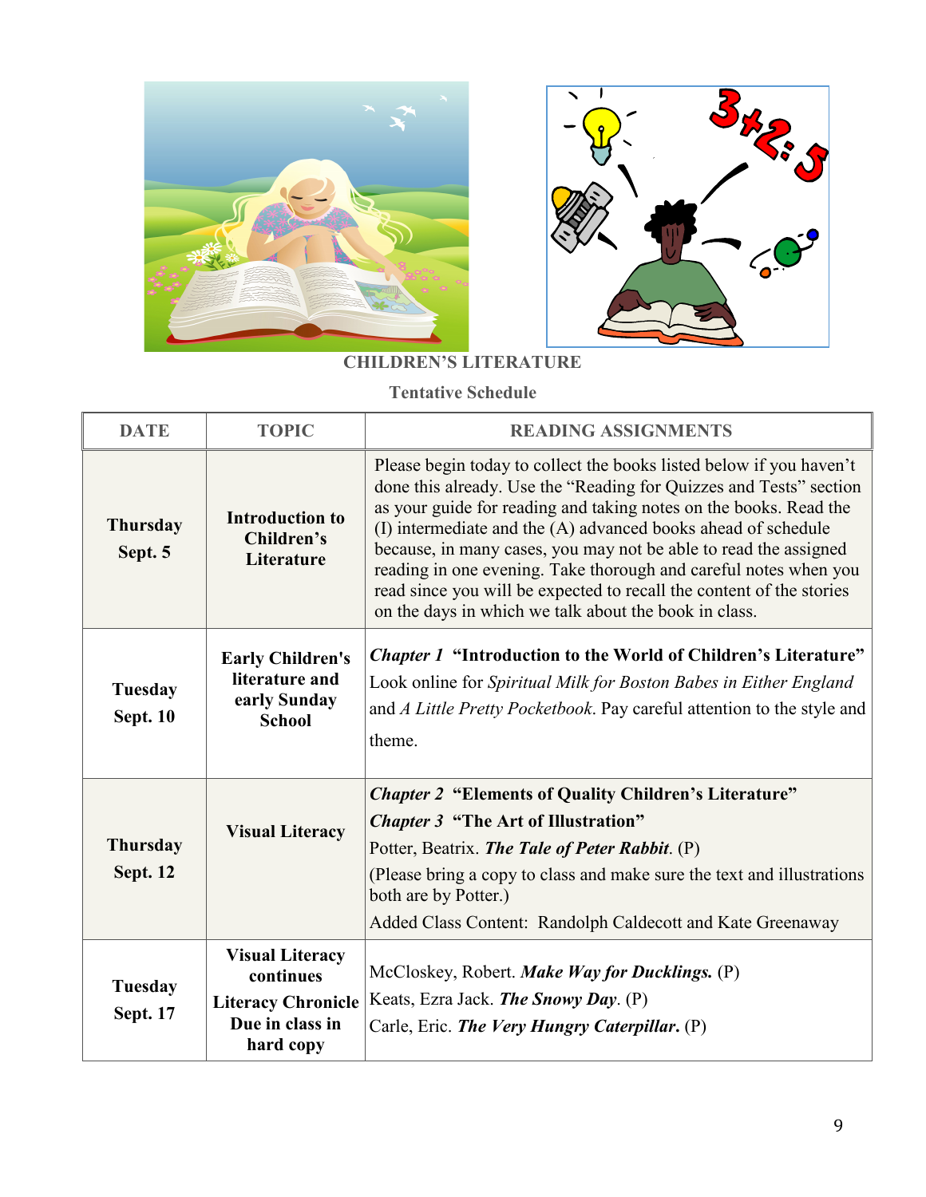## CHILDREN'S LITERATURE

### Tentative Schedule

| DATE | TOPIC | READING ASSIGNMENTS |
|---|---|---|
| **Thursday Sept. 5** | **Introduction to Children's Literature** | Please begin today to collect the books listed below if you haven't done this already. Use the "Reading for Quizzes and Tests" section as your guide for reading and taking notes on the books. Read the (I) intermediate and the (A) advanced books ahead of schedule because, in many cases, you may not be able to read the assigned reading in one evening. Take thorough and careful notes when you read since you will be expected to recall the content of the stories on the days in which we talk about the book in class. |
| **Tuesday Sept. 10** | **Early Children's literature and early Sunday School** | ***Chapter 1*** **"Introduction to the World of Children's Literature"** Look online for *Spiritual Milk for Boston Babes in Either England* and *A Little Pretty Pocketbook*. Pay careful attention to the style and theme. |
| **Thursday Sept. 12** | **Visual Literacy** | ***Chapter 2*** **"Elements of Quality Children's Literature"** <br> ***Chapter 3*** **"The Art of Illustration"** <br> Potter, Beatrix. ***The Tale of Peter Rabbit***. (P) <br> (Please bring a copy to class and make sure the text and illustrations both are by Potter.) <br> Added Class Content: Randolph Caldecott and Kate Greenaway |
| **Tuesday Sept. 17** | **Visual Literacy continues** <br> **Literacy Chronicle Due in class in hard copy** | McCloskey, Robert. ***Make Way for Ducklings.*** (P) <br> Keats, Ezra Jack. ***The Snowy Day***. (P) <br> Carle, Eric. ***The Very Hungry Caterpillar.*** (P) |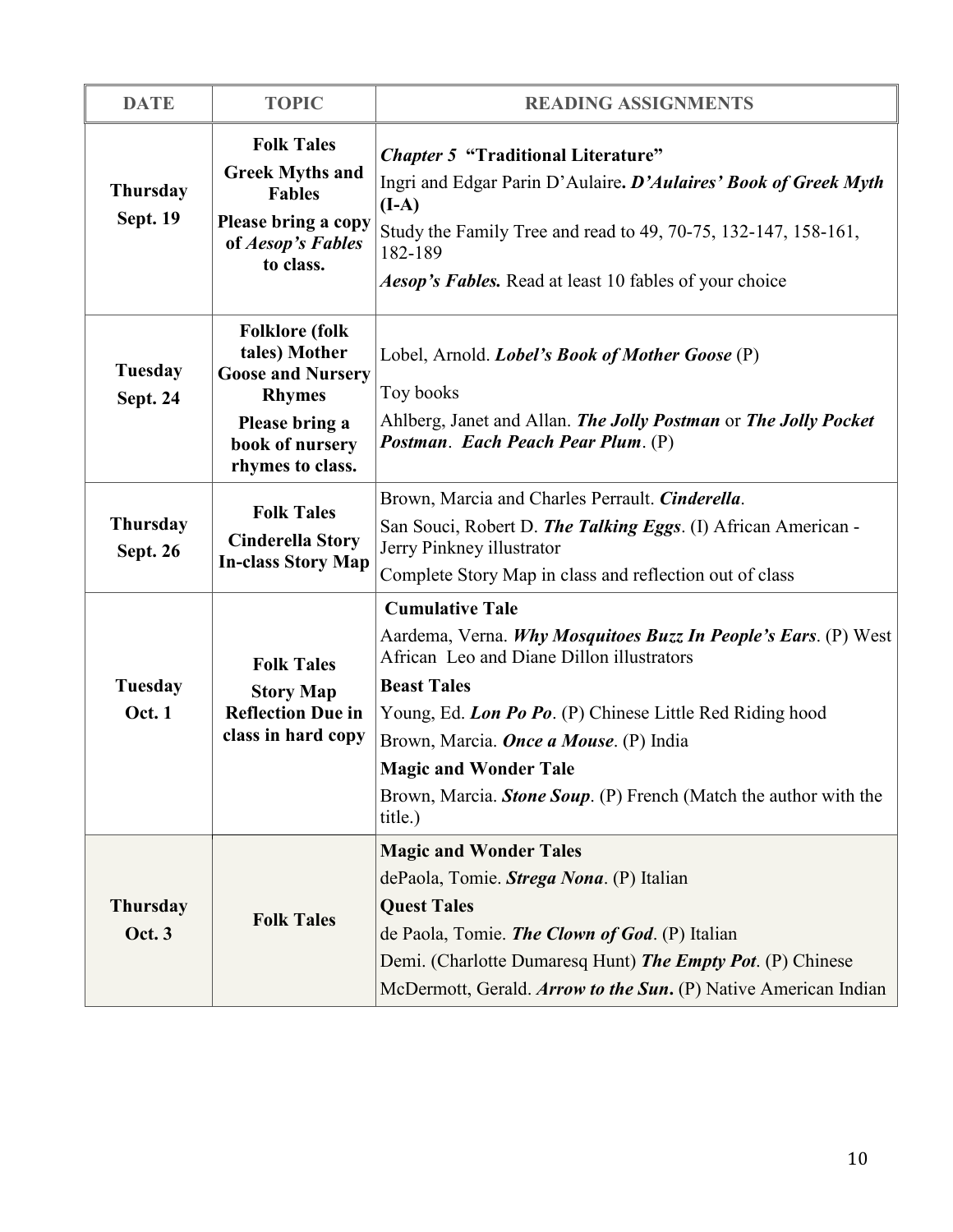| DATE | TOPIC | READING ASSIGNMENTS |
|---|---|---|
| **Thursday Sept. 19** | **Folk Tales**<br>**Greek Myths and Fables**<br>**Please bring a copy of *Aesop's Fables* to class.** | ***Chapter 5* "Traditional Literature"**<br>Ingri and Edgar Parin D'Aulaire**. *D'Aulaires' Book of Greek Myth* (I-A)**<br>Study the Family Tree and read to 49, 70-75, 132-147, 158-161, 182-189<br>***Aesop's Fables.*** Read at least 10 fables of your choice |
| **Tuesday Sept. 24** | **Folklore (folk tales) Mother Goose and Nursery Rhymes**<br>**Please bring a book of nursery rhymes to class.** | Lobel, Arnold. ***Lobel's Book of Mother Goose*** (P)<br>Toy books<br>Ahlberg, Janet and Allan. ***The Jolly Postman*** or ***The Jolly Pocket Postman***. ***Each Peach Pear Plum***. (P) |
| **Thursday Sept. 26** | **Folk Tales**<br>**Cinderella Story**<br>**In-class Story Map** | Brown, Marcia and Charles Perrault. ***Cinderella***.<br>San Souci, Robert D. ***The Talking Eggs***. (I) African American - Jerry Pinkney illustrator<br>Complete Story Map in class and reflection out of class |
| **Tuesday Oct. 1** | **Folk Tales**<br>**Story Map Reflection Due in class in hard copy** | **Cumulative Tale**<br>Aardema, Verna. ***Why Mosquitoes Buzz In People's Ears***. (P) West African Leo and Diane Dillon illustrators<br>**Beast Tales**<br>Young, Ed. ***Lon Po Po***. (P) Chinese Little Red Riding hood<br>Brown, Marcia. ***Once a Mouse***. (P) India<br>**Magic and Wonder Tale**<br>Brown, Marcia. ***Stone Soup***. (P) French (Match the author with the title.) |
| **Thursday Oct. 3** | **Folk Tales** | **Magic and Wonder Tales**<br>dePaola, Tomie. ***Strega Nona***. (P) Italian<br>**Quest Tales**<br>de Paola, Tomie. ***The Clown of God***. (P) Italian<br>Demi. (Charlotte Dumaresq Hunt) ***The Empty Pot***. (P) Chinese<br>McDermott, Gerald. ***Arrow to the Sun*****.** (P) Native American Indian |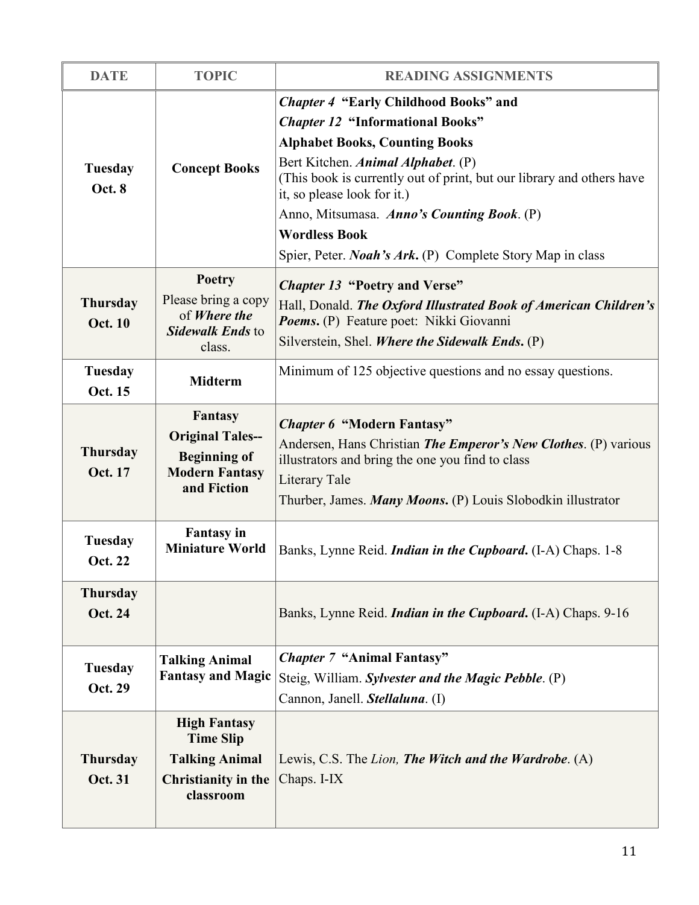| DATE | TOPIC | READING ASSIGNMENTS |
| --- | --- | --- |
| **Tuesday Oct. 8** | **Concept Books** | ***Chapter 4* "Early Childhood Books" and** <br> ***Chapter 12* "Informational Books"** <br> **Alphabet Books, Counting Books** <br> Bert Kitchen. ***Animal Alphabet***. (P) (This book is currently out of print, but our library and others have it, so please look for it.) <br> Anno, Mitsumasa. ***Anno's Counting Book***. (P) <br> **Wordless Book** <br> Spier, Peter. ***Noah's Ark*.** (P) Complete Story Map in class |
| **Thursday Oct. 10** | **Poetry** <br> Please bring a copy of ***Where the Sidewalk Ends*** to class. | ***Chapter 13* "Poetry and Verse"** <br> Hall, Donald. ***The Oxford Illustrated Book of American Children's Poems*.** (P) Feature poet: Nikki Giovanni <br> Silverstein, Shel. ***Where the Sidewalk Ends*.** (P) |
| **Tuesday Oct. 15** | **Midterm** | Minimum of 125 objective questions and no essay questions. |
| **Thursday Oct. 17** | **Fantasy** <br> **Original Tales--** <br> **Beginning of Modern Fantasy and Fiction** | ***Chapter 6* "Modern Fantasy"** <br> Andersen, Hans Christian ***The Emperor's New Clothes***. (P) various illustrators and bring the one you find to class <br> Literary Tale <br> Thurber, James. ***Many Moons*.** (P) Louis Slobodkin illustrator |
| **Tuesday Oct. 22** | **Fantasy in Miniature World** | Banks, Lynne Reid. ***Indian in the Cupboard*.** (I-A) Chaps. 1-8 |
| **Thursday Oct. 24** | | Banks, Lynne Reid. ***Indian in the Cupboard*.** (I-A) Chaps. 9-16 |
| **Tuesday Oct. 29** | **Talking Animal Fantasy and Magic** | ***Chapter 7* "Animal Fantasy"** <br> Steig, William. ***Sylvester and the Magic Pebble***. (P) <br> Cannon, Janell. ***Stellaluna***. (I) |
| **Thursday Oct. 31** | **High Fantasy Time Slip** <br> **Talking Animal** <br> **Christianity in the classroom** | Lewis, C.S. The *Lion,* ***The Witch and the Wardrobe***. (A) Chaps. I-IX |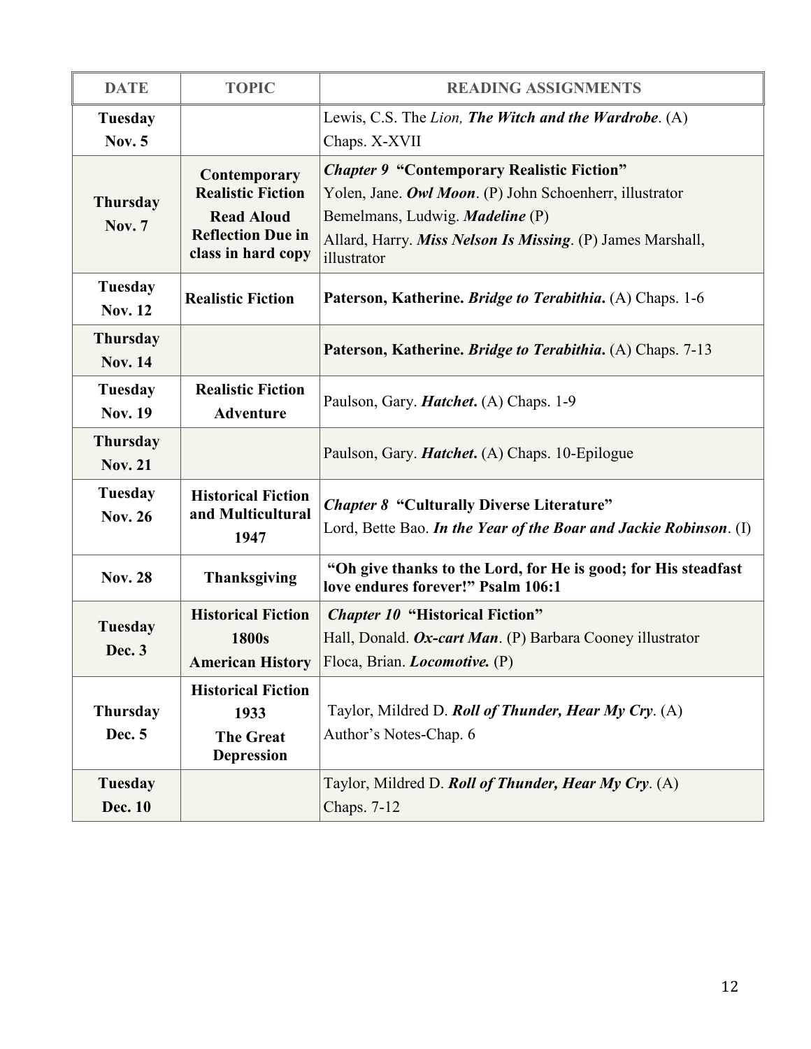| DATE | TOPIC | READING ASSIGNMENTS |
|---|---|---|
| **Tuesday Nov. 5** | | Lewis, C.S. The *Lion,* ***The Witch and the Wardrobe***. (A) Chaps. X-XVII |
| **Thursday Nov. 7** | **Contemporary Realistic Fiction** **Read Aloud Reflection Due in class in hard copy** | ***Chapter 9*** **"Contemporary Realistic Fiction"** Yolen, Jane. ***Owl Moon***. (P) John Schoenherr, illustrator Bemelmans, Ludwig. ***Madeline*** (P) Allard, Harry. ***Miss Nelson Is Missing***. (P) James Marshall, illustrator |
| **Tuesday Nov. 12** | **Realistic Fiction** | **Paterson, Katherine. *Bridge to Terabithia*.** (A) Chaps. 1-6 |
| **Thursday Nov. 14** | | **Paterson, Katherine. *Bridge to Terabithia*.** (A) Chaps. 7-13 |
| **Tuesday Nov. 19** | **Realistic Fiction Adventure** | Paulson, Gary. ***Hatchet*.** (A) Chaps. 1-9 |
| **Thursday Nov. 21** | | Paulson, Gary. ***Hatchet*.** (A) Chaps. 10-Epilogue |
| **Tuesday Nov. 26** | **Historical Fiction and Multicultural 1947** | ***Chapter 8*** **"Culturally Diverse Literature"** Lord, Bette Bao. ***In the Year of the Boar and Jackie Robinson***. (I) |
| **Nov. 28** | **Thanksgiving** | **"Oh give thanks to the Lord, for He is good; for His steadfast love endures forever!" Psalm 106:1** |
| **Tuesday Dec. 3** | **Historical Fiction 1800s American History** | ***Chapter 10*** **"Historical Fiction"** Hall, Donald. ***Ox-cart Man***. (P) Barbara Cooney illustrator Floca, Brian. ***Locomotive.*** (P) |
| **Thursday Dec. 5** | **Historical Fiction 1933 The Great Depression** | Taylor, Mildred D. ***Roll of Thunder, Hear My Cry***. (A) Author's Notes-Chap. 6 |
| **Tuesday Dec. 10** | | Taylor, Mildred D. ***Roll of Thunder, Hear My Cry***. (A) Chaps. 7-12 |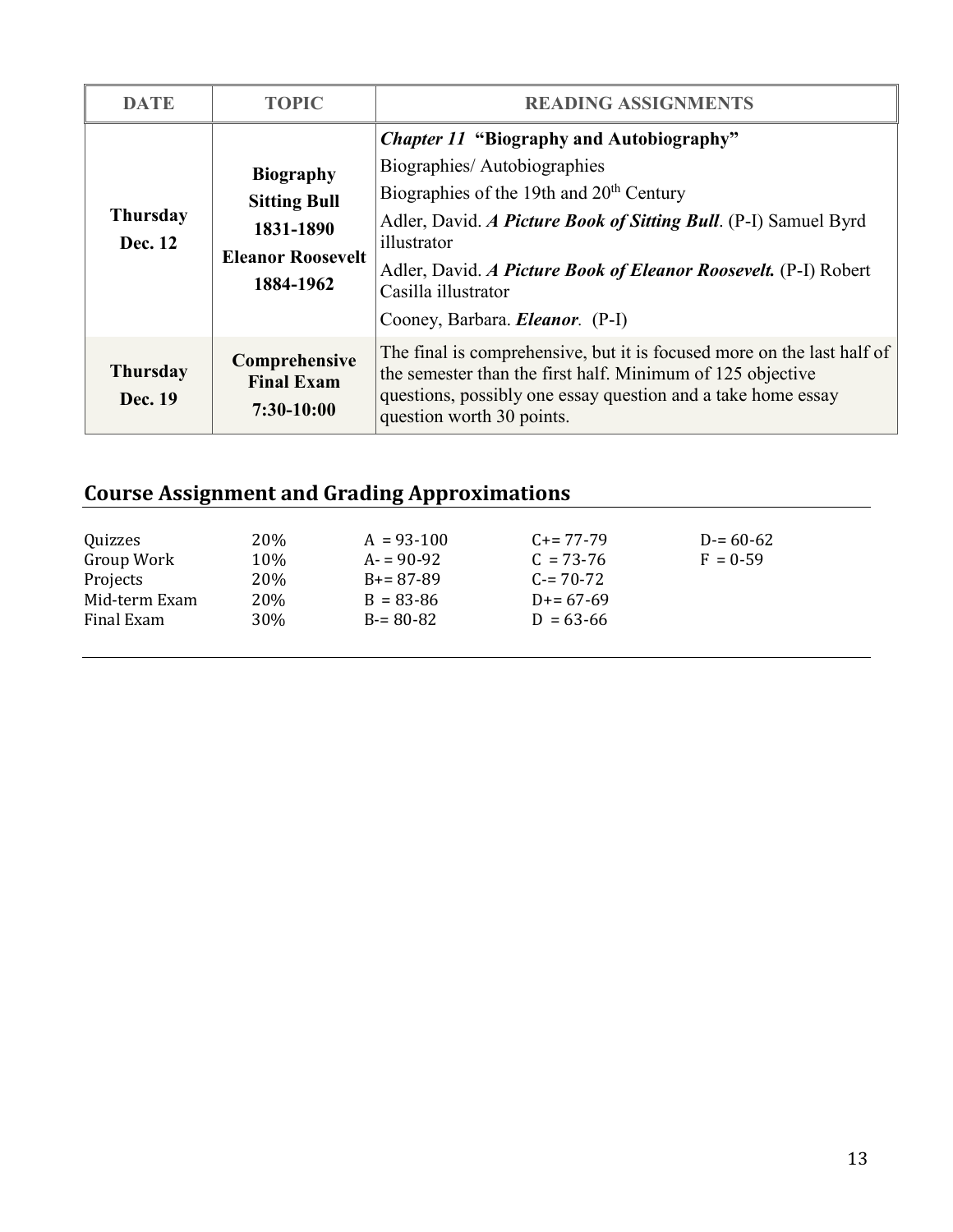| DATE | TOPIC | READING ASSIGNMENTS |
|---|---|---|
| **Thursday Dec. 12** | **Biography Sitting Bull 1831-1890 Eleanor Roosevelt 1884-1962** | ***Chapter 11* "Biography and Autobiography"**<br>Biographies/ Autobiographies<br>Biographies of the 19th and 20th Century<br>Adler, David. ***A Picture Book of Sitting Bull***. (P-I) Samuel Byrd illustrator<br>Adler, David. ***A Picture Book of Eleanor Roosevelt.*** (P-I) Robert Casilla illustrator<br>Cooney, Barbara. ***Eleanor***. (P-I) |
| **Thursday Dec. 19** | **Comprehensive Final Exam 7:30-10:00** | The final is comprehensive, but it is focused more on the last half of the semester than the first half. Minimum of 125 objective questions, possibly one essay question and a take home essay question worth 30 points. |

## Course Assignment and Grading Approximations

| | | | | |
|---|---|---|---|---|
| Quizzes | 20% | A = 93-100 | C+= 77-79 | D-= 60-62 |
| Group Work | 10% | A- = 90-92 | C = 73-76 | F = 0-59 |
| Projects | 20% | B+= 87-89 | C-= 70-72 | |
| Mid-term Exam | 20% | B = 83-86 | D+= 67-69 | |
| Final Exam | 30% | B-= 80-82 | D = 63-66 | |